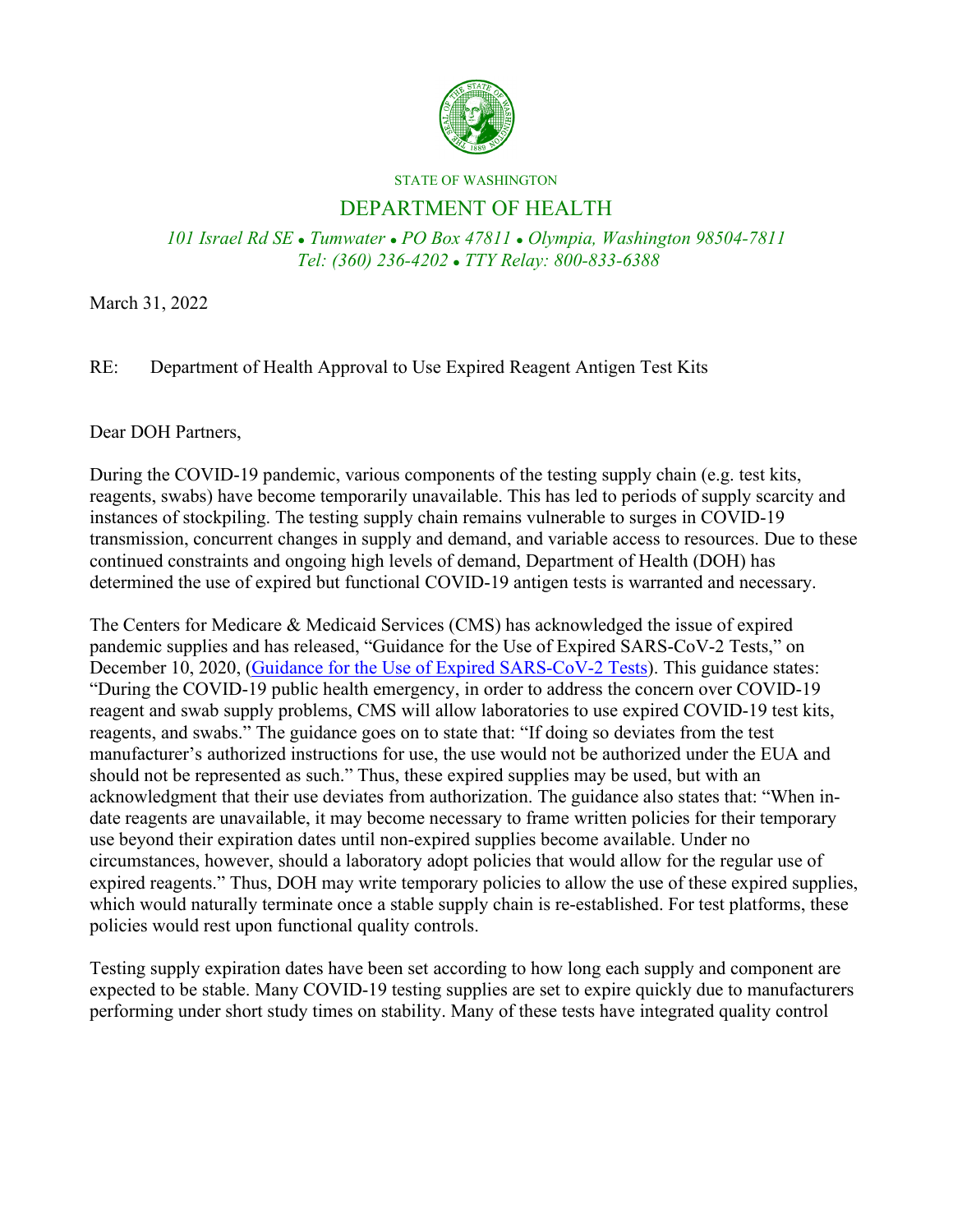STATE OF WASHINGTON

# DEPARTMENT OF HEALTH

*101 Israel Rd SE • Tumwater • PO Box 47811 • Olympia, Washington 98504-7811*
*Tel: (360) 236-4202 • TTY Relay: 800-833-6388*

March 31, 2022

RE: Department of Health Approval to Use Expired Reagent Antigen Test Kits

Dear DOH Partners,

During the COVID-19 pandemic, various components of the testing supply chain (e.g. test kits, reagents, swabs) have become temporarily unavailable. This has led to periods of supply scarcity and instances of stockpiling. The testing supply chain remains vulnerable to surges in COVID-19 transmission, concurrent changes in supply and demand, and variable access to resources. Due to these continued constraints and ongoing high levels of demand, Department of Health (DOH) has determined the use of expired but functional COVID-19 antigen tests is warranted and necessary.

The Centers for Medicare & Medicaid Services (CMS) has acknowledged the issue of expired pandemic supplies and has released, "Guidance for the Use of Expired SARS-CoV-2 Tests," on December 10, 2020, (Guidance for the Use of Expired SARS-CoV-2 Tests). This guidance states: "During the COVID-19 public health emergency, in order to address the concern over COVID-19 reagent and swab supply problems, CMS will allow laboratories to use expired COVID-19 test kits, reagents, and swabs." The guidance goes on to state that: "If doing so deviates from the test manufacturer's authorized instructions for use, the use would not be authorized under the EUA and should not be represented as such." Thus, these expired supplies may be used, but with an acknowledgment that their use deviates from authorization. The guidance also states that: "When in-date reagents are unavailable, it may become necessary to frame written policies for their temporary use beyond their expiration dates until non-expired supplies become available. Under no circumstances, however, should a laboratory adopt policies that would allow for the regular use of expired reagents." Thus, DOH may write temporary policies to allow the use of these expired supplies, which would naturally terminate once a stable supply chain is re-established. For test platforms, these policies would rest upon functional quality controls.

Testing supply expiration dates have been set according to how long each supply and component are expected to be stable. Many COVID-19 testing supplies are set to expire quickly due to manufacturers performing under short study times on stability. Many of these tests have integrated quality control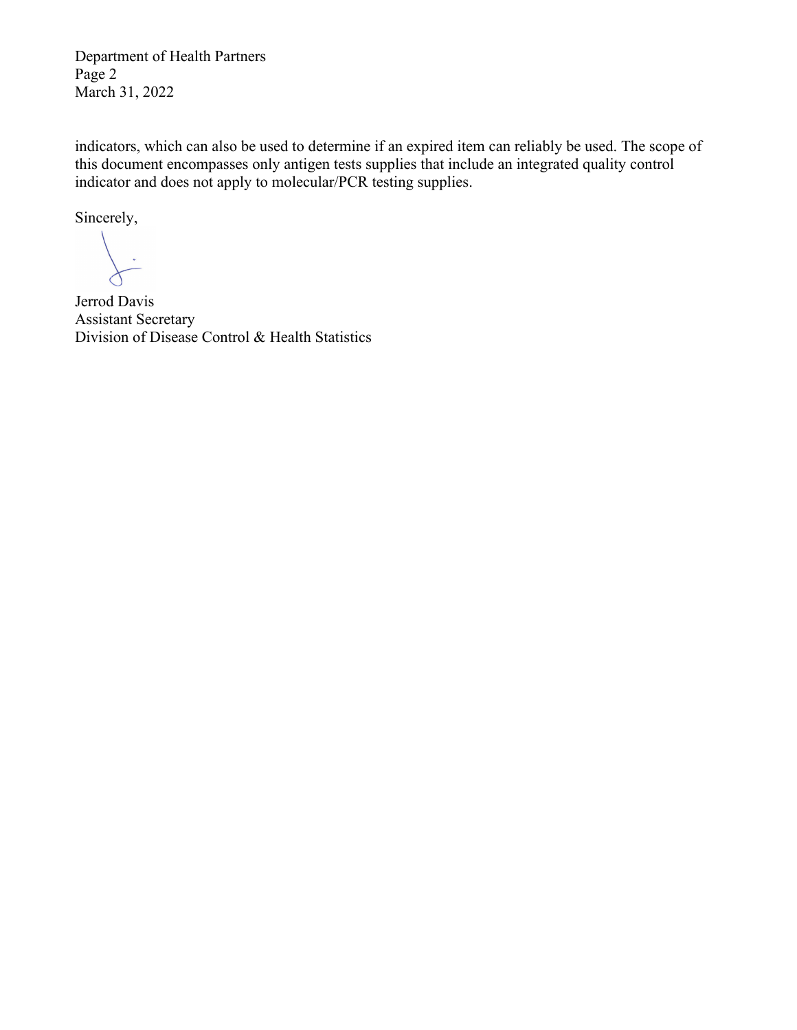indicators, which can also be used to determine if an expired item can reliably be used. The scope of this document encompasses only antigen tests supplies that include an integrated quality control indicator and does not apply to molecular/PCR testing supplies.

Sincerely,

Jerrod Davis
Assistant Secretary
Division of Disease Control & Health Statistics